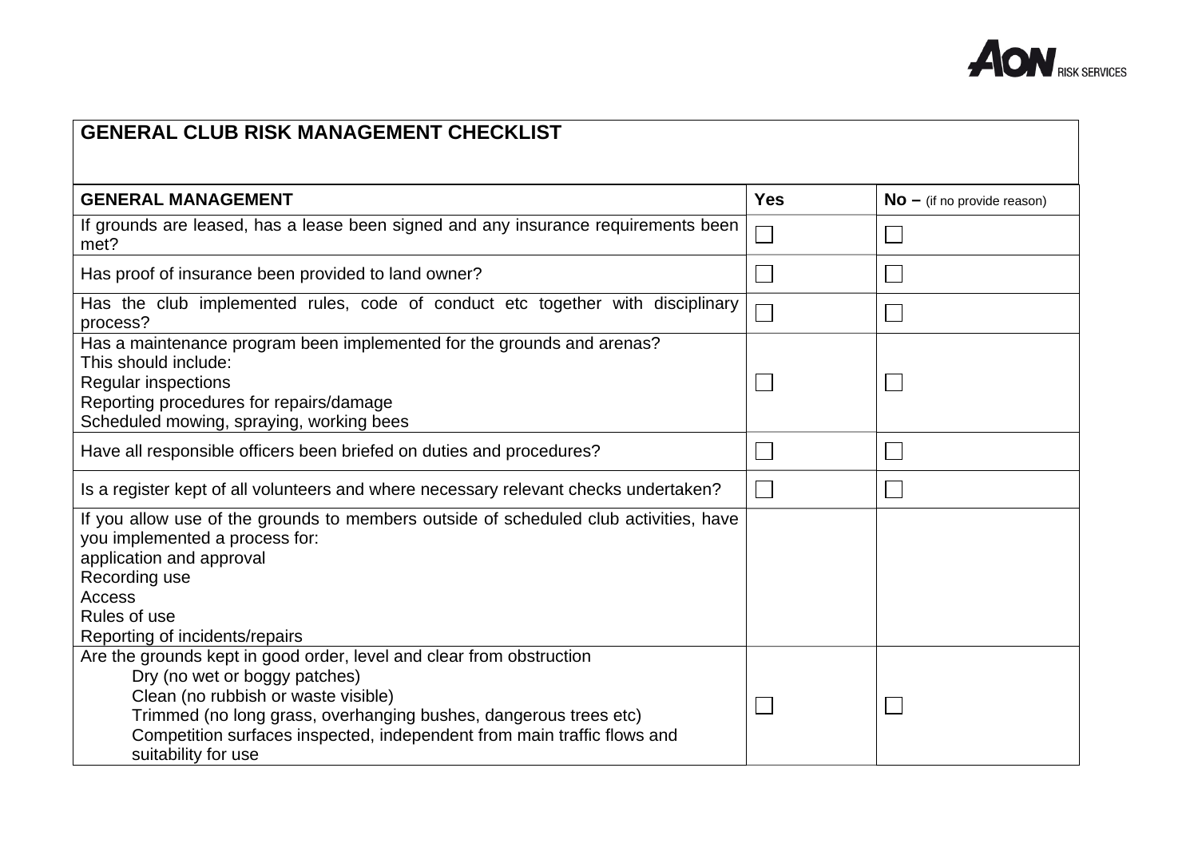# GENERAL CLUB RISK MANAGEMENT CHECKLIST

| GENERAL MANAGEMENT | Yes | No – (if no provide reason) |
|---|---|---|
| If grounds are leased, has a lease been signed and any insurance requirements been met? | ☐ | ☐ |
| Has proof of insurance been provided to land owner? | ☐ | ☐ |
| Has the club implemented rules, code of conduct etc together with disciplinary process? | ☐ | ☐ |
| Has a maintenance program been implemented for the grounds and arenas?<br>This should include:<br>Regular inspections<br>Reporting procedures for repairs/damage<br>Scheduled mowing, spraying, working bees | ☐ | ☐ |
| Have all responsible officers been briefed on duties and procedures? | ☐ | ☐ |
| Is a register kept of all volunteers and where necessary relevant checks undertaken? | ☐ | ☐ |
| If you allow use of the grounds to members outside of scheduled club activities, have you implemented a process for:<br>application and approval<br>Recording use<br>Access<br>Rules of use<br>Reporting of incidents/repairs | | |
| Are the grounds kept in good order, level and clear from obstruction<br>Dry (no wet or boggy patches)<br>Clean (no rubbish or waste visible)<br>Trimmed (no long grass, overhanging bushes, dangerous trees etc)<br>Competition surfaces inspected, independent from main traffic flows and suitability for use | ☐ | ☐ |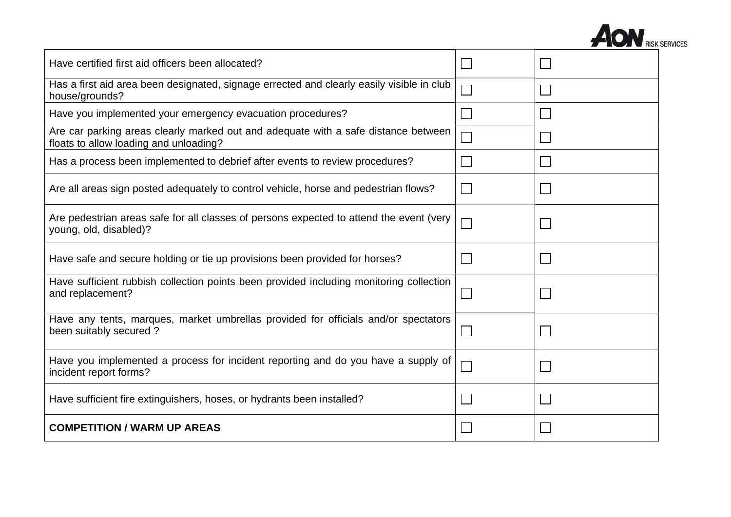| | | |
|---|---|---|
| Have certified first aid officers been allocated? | ☐ | ☐ |
| Has a first aid area been designated, signage errected and clearly easily visible in club house/grounds? | ☐ | ☐ |
| Have you implemented your emergency evacuation procedures? | ☐ | ☐ |
| Are car parking areas clearly marked out and adequate with a safe distance between floats to allow loading and unloading? | ☐ | ☐ |
| Has a process been implemented to debrief after events to review procedures? | ☐ | ☐ |
| Are all areas sign posted adequately to control vehicle, horse and pedestrian flows? | ☐ | ☐ |
| Are pedestrian areas safe for all classes of persons expected to attend the event (very young, old, disabled)? | ☐ | ☐ |
| Have safe and secure holding or tie up provisions been provided for horses? | ☐ | ☐ |
| Have sufficient rubbish collection points been provided including monitoring collection and replacement? | ☐ | ☐ |
| Have any tents, marques, market umbrellas provided for officials and/or spectators been suitably secured ? | ☐ | ☐ |
| Have you implemented a process for incident reporting and do you have a supply of incident report forms? | ☐ | ☐ |
| Have sufficient fire extinguishers, hoses, or hydrants been installed? | ☐ | ☐ |
| **COMPETITION / WARM UP AREAS** | ☐ | ☐ |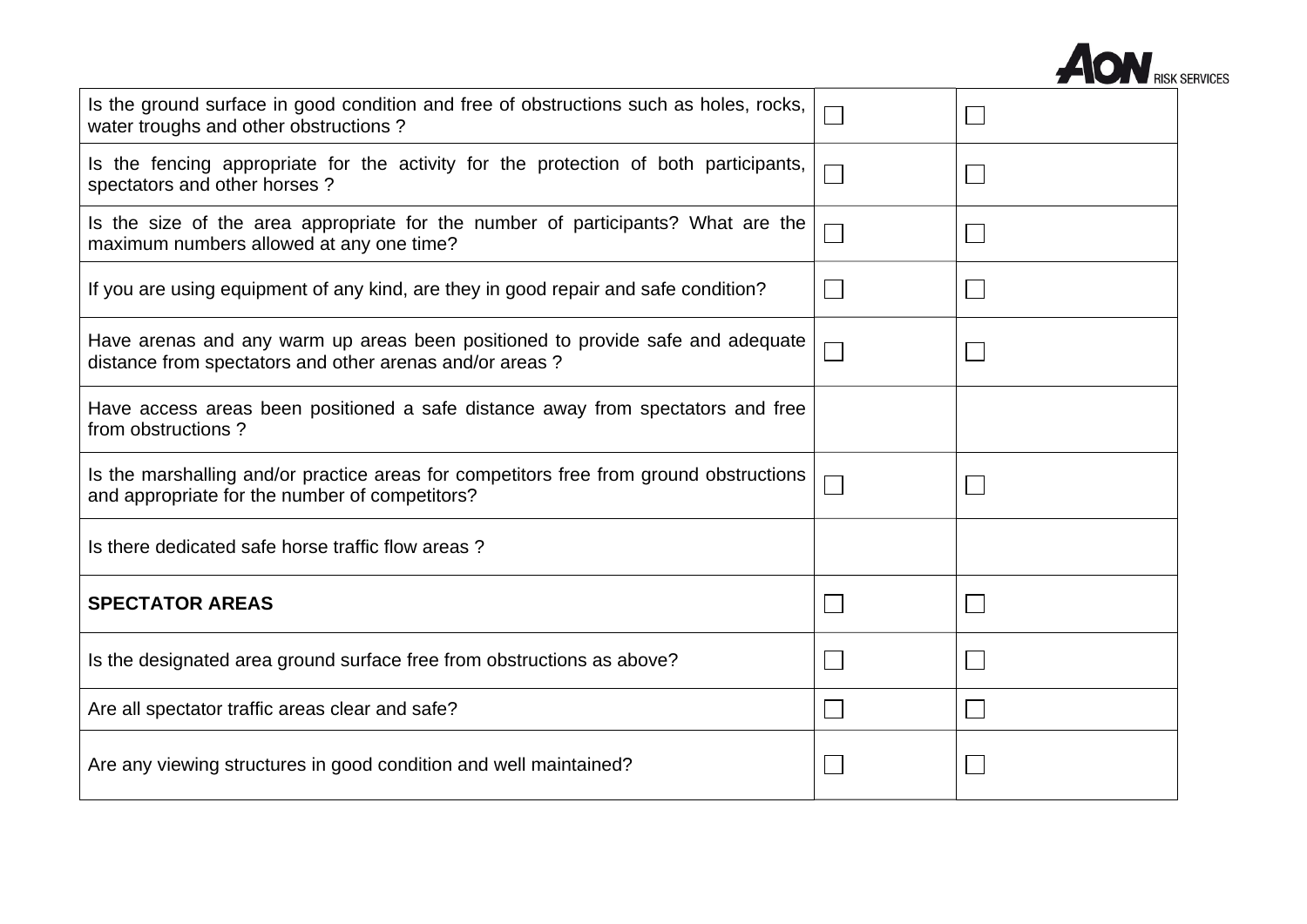| | | |
|---|---|---|
| Is the ground surface in good condition and free of obstructions such as holes, rocks, water troughs and other obstructions ? | ☐ | ☐ |
| Is the fencing appropriate for the activity for the protection of both participants, spectators and other horses ? | ☐ | ☐ |
| Is the size of the area appropriate for the number of participants? What are the maximum numbers allowed at any one time? | ☐ | ☐ |
| If you are using equipment of any kind, are they in good repair and safe condition? | ☐ | ☐ |
| Have arenas and any warm up areas been positioned to provide safe and adequate distance from spectators and other arenas and/or areas ? | ☐ | ☐ |
| Have access areas been positioned a safe distance away from spectators and free from obstructions ? | | |
| Is the marshalling and/or practice areas for competitors free from ground obstructions and appropriate for the number of competitors? | ☐ | ☐ |
| Is there dedicated safe horse traffic flow areas ? | | |
| **SPECTATOR AREAS** | ☐ | ☐ |
| Is the designated area ground surface free from obstructions as above? | ☐ | ☐ |
| Are all spectator traffic areas clear and safe? | ☐ | ☐ |
| Are any viewing structures in good condition and well maintained? | ☐ | ☐ |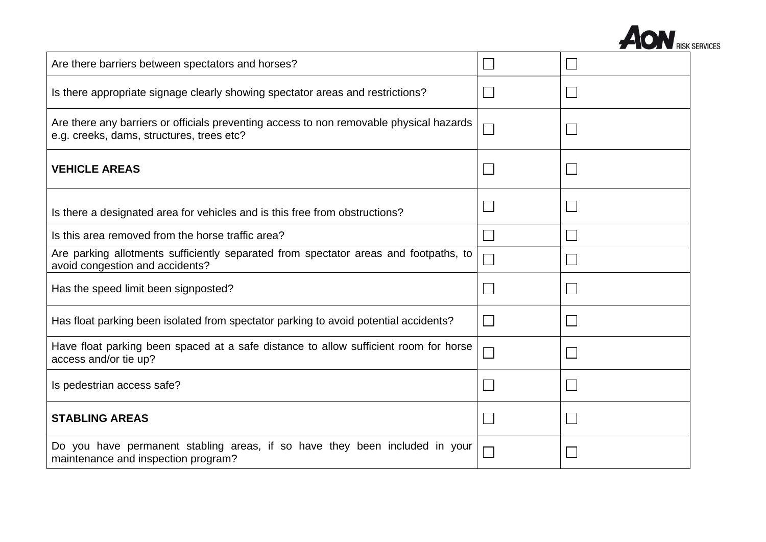| | | |
|---|---|---|
| Are there barriers between spectators and horses? | ☐ | ☐ |
| Is there appropriate signage clearly showing spectator areas and restrictions? | ☐ | ☐ |
| Are there any barriers or officials preventing access to non removable physical hazards e.g. creeks, dams, structures, trees etc? | ☐ | ☐ |
| **VEHICLE AREAS** | ☐ | ☐ |
| Is there a designated area for vehicles and is this free from obstructions? | ☐ | ☐ |
| Is this area removed from the horse traffic area? | ☐ | ☐ |
| Are parking allotments sufficiently separated from spectator areas and footpaths, to avoid congestion and accidents? | ☐ | ☐ |
| Has the speed limit been signposted? | ☐ | ☐ |
| Has float parking been isolated from spectator parking to avoid potential accidents? | ☐ | ☐ |
| Have float parking been spaced at a safe distance to allow sufficient room for horse access and/or tie up? | ☐ | ☐ |
| Is pedestrian access safe? | ☐ | ☐ |
| **STABLING AREAS** | ☐ | ☐ |
| Do you have permanent stabling areas, if so have they been included in your maintenance and inspection program? | ☐ | ☐ |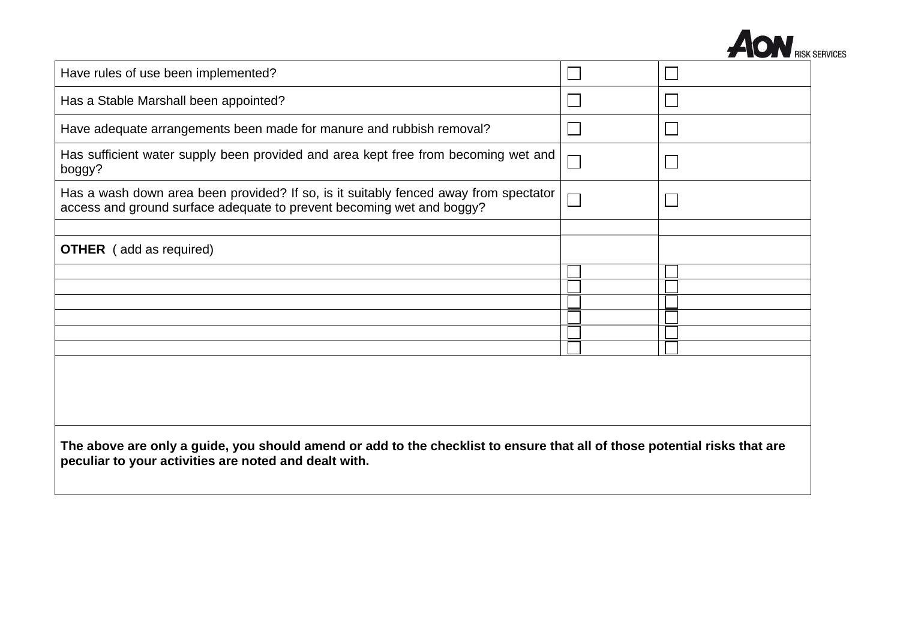| | | |
|---|---|---|
| Have rules of use been implemented? | ☐ | ☐ |
| Has a Stable Marshall been appointed? | ☐ | ☐ |
| Have adequate arrangements been made for manure and rubbish removal? | ☐ | ☐ |
| Has sufficient water supply been provided and area kept free from becoming wet and boggy? | ☐ | ☐ |
| Has a wash down area been provided? If so, is it suitably fenced away from spectator access and ground surface adequate to prevent becoming wet and boggy? | ☐ | ☐ |
| | | |
| **OTHER** ( add as required) | | |
| | ☐ | ☐ |
| | ☐ | ☐ |
| | ☐ | ☐ |
| | ☐ | ☐ |
| | ☐ | ☐ |
| | ☐ | ☐ |
| | | |
| **The above are only a guide, you should amend or add to the checklist to ensure that all of those potential risks that are peculiar to your activities are noted and dealt with.** | | |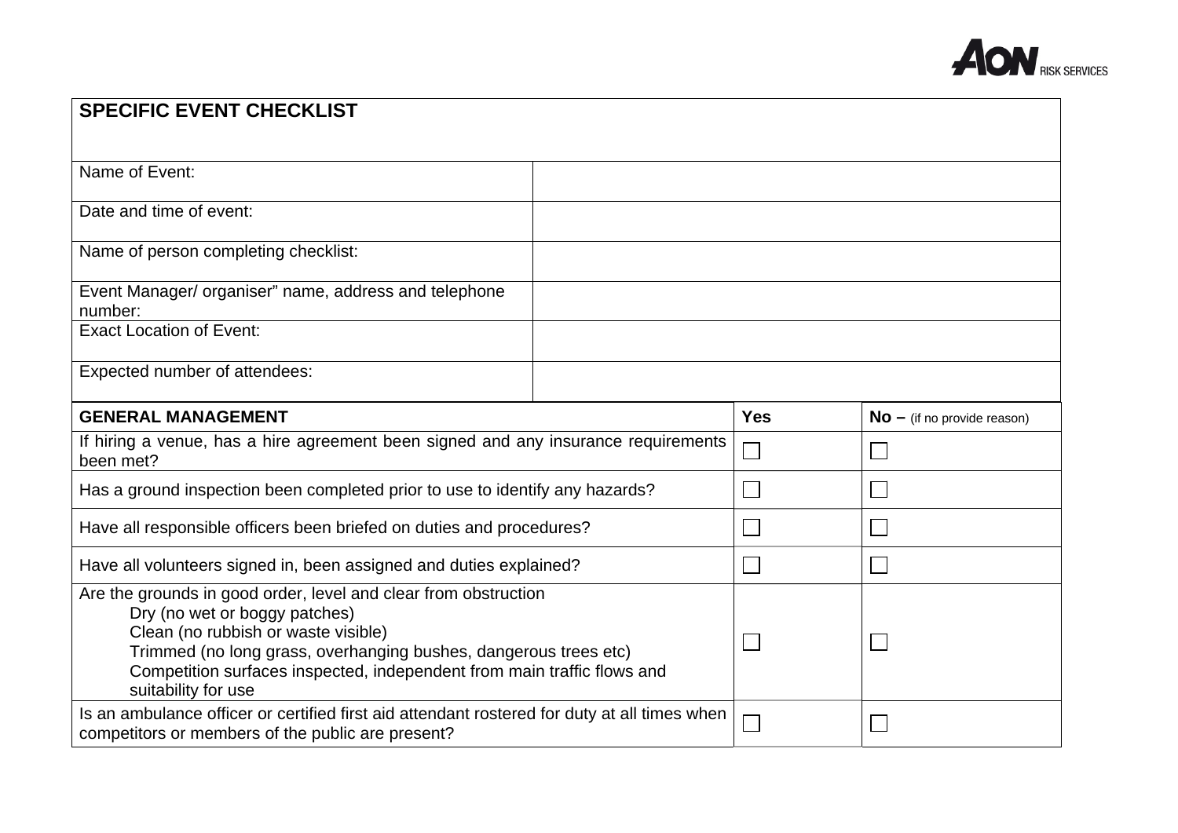## SPECIFIC EVENT CHECKLIST

| | |
|---|---|
| Name of Event: | |
| Date and time of event: | |
| Name of person completing checklist: | |
| Event Manager/ organiser" name, address and telephone number: | |
| Exact Location of Event: | |
| Expected number of attendees: | |

| **GENERAL MANAGEMENT** | **Yes** | **No –** (if no provide reason) |
|---|---|---|
| If hiring a venue, has a hire agreement been signed and any insurance requirements been met? | ☐ | ☐ |
| Has a ground inspection been completed prior to use to identify any hazards? | ☐ | ☐ |
| Have all responsible officers been briefed on duties and procedures? | ☐ | ☐ |
| Have all volunteers signed in, been assigned and duties explained? | ☐ | ☐ |
| Are the grounds in good order, level and clear from obstruction<br>Dry (no wet or boggy patches)<br>Clean (no rubbish or waste visible)<br>Trimmed (no long grass, overhanging bushes, dangerous trees etc)<br>Competition surfaces inspected, independent from main traffic flows and suitability for use | ☐ | ☐ |
| Is an ambulance officer or certified first aid attendant rostered for duty at all times when competitors or members of the public are present? | ☐ | ☐ |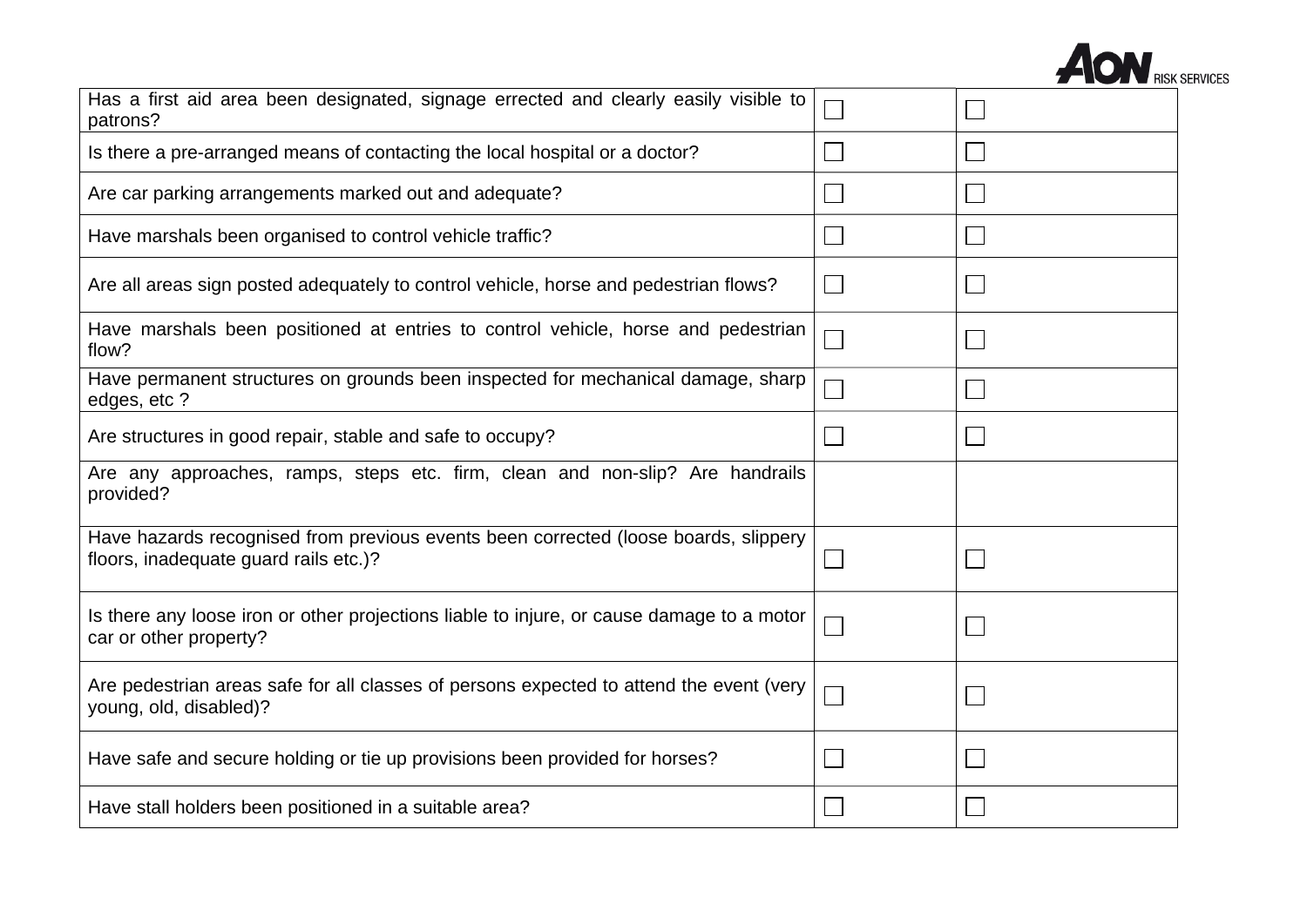| | | |
|---|---|---|
| Has a first aid area been designated, signage errected and clearly easily visible to patrons? | ☐ | ☐ |
| Is there a pre-arranged means of contacting the local hospital or a doctor? | ☐ | ☐ |
| Are car parking arrangements marked out and adequate? | ☐ | ☐ |
| Have marshals been organised to control vehicle traffic? | ☐ | ☐ |
| Are all areas sign posted adequately to control vehicle, horse and pedestrian flows? | ☐ | ☐ |
| Have marshals been positioned at entries to control vehicle, horse and pedestrian flow? | ☐ | ☐ |
| Have permanent structures on grounds been inspected for mechanical damage, sharp edges, etc ? | ☐ | ☐ |
| Are structures in good repair, stable and safe to occupy? | ☐ | ☐ |
| Are any approaches, ramps, steps etc. firm, clean and non-slip? Are handrails provided? | | |
| Have hazards recognised from previous events been corrected (loose boards, slippery floors, inadequate guard rails etc.)? | ☐ | ☐ |
| Is there any loose iron or other projections liable to injure, or cause damage to a motor car or other property? | ☐ | ☐ |
| Are pedestrian areas safe for all classes of persons expected to attend the event (very young, old, disabled)? | ☐ | ☐ |
| Have safe and secure holding or tie up provisions been provided for horses? | ☐ | ☐ |
| Have stall holders been positioned in a suitable area? | ☐ | ☐ |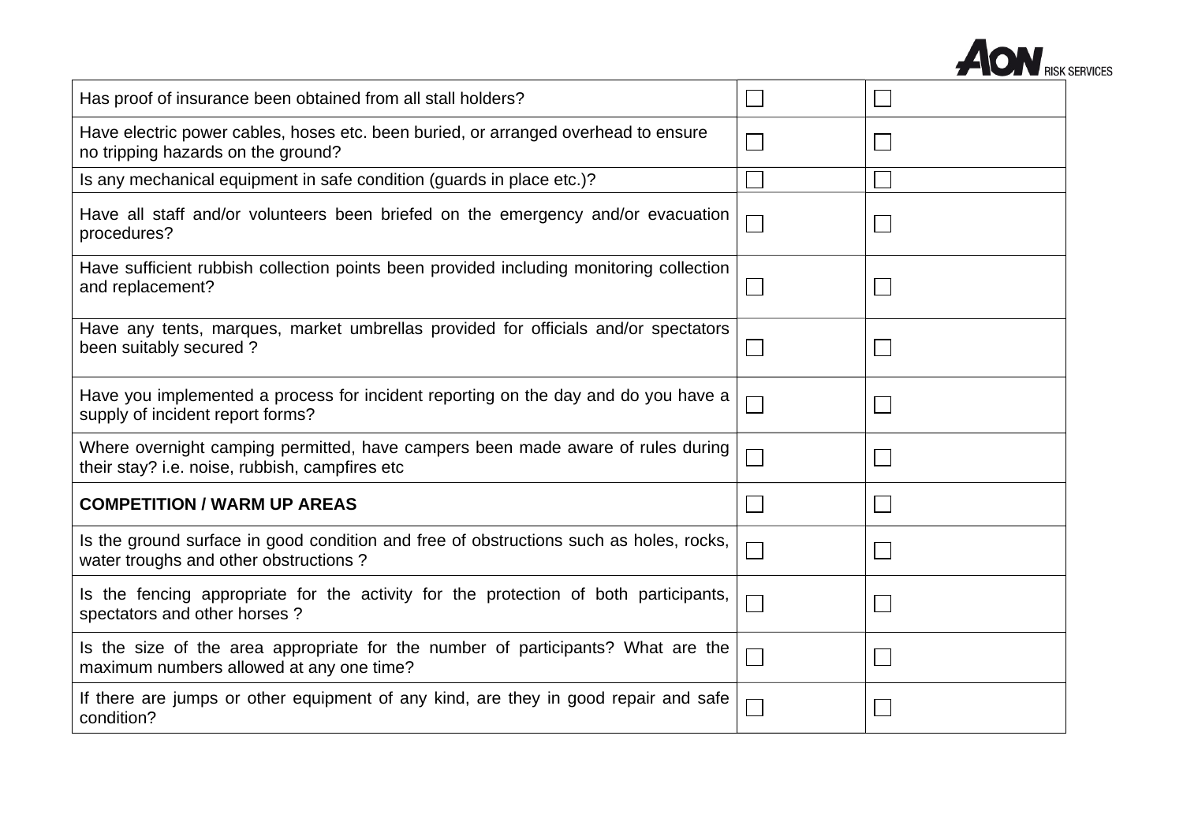| | | |
|---|---|---|
| Has proof of insurance been obtained from all stall holders? | ☐ | ☐ |
| Have electric power cables, hoses etc. been buried, or arranged overhead to ensure no tripping hazards on the ground? | ☐ | ☐ |
| Is any mechanical equipment in safe condition (guards in place etc.)? | ☐ | ☐ |
| Have all staff and/or volunteers been briefed on the emergency and/or evacuation procedures? | ☐ | ☐ |
| Have sufficient rubbish collection points been provided including monitoring collection and replacement? | ☐ | ☐ |
| Have any tents, marques, market umbrellas provided for officials and/or spectators been suitably secured ? | ☐ | ☐ |
| Have you implemented a process for incident reporting on the day and do you have a supply of incident report forms? | ☐ | ☐ |
| Where overnight camping permitted, have campers been made aware of rules during their stay? i.e. noise, rubbish, campfires etc | ☐ | ☐ |
| **COMPETITION / WARM UP AREAS** | ☐ | ☐ |
| Is the ground surface in good condition and free of obstructions such as holes, rocks, water troughs and other obstructions ? | ☐ | ☐ |
| Is the fencing appropriate for the activity for the protection of both participants, spectators and other horses ? | ☐ | ☐ |
| Is the size of the area appropriate for the number of participants? What are the maximum numbers allowed at any one time? | ☐ | ☐ |
| If there are jumps or other equipment of any kind, are they in good repair and safe condition? | ☐ | ☐ |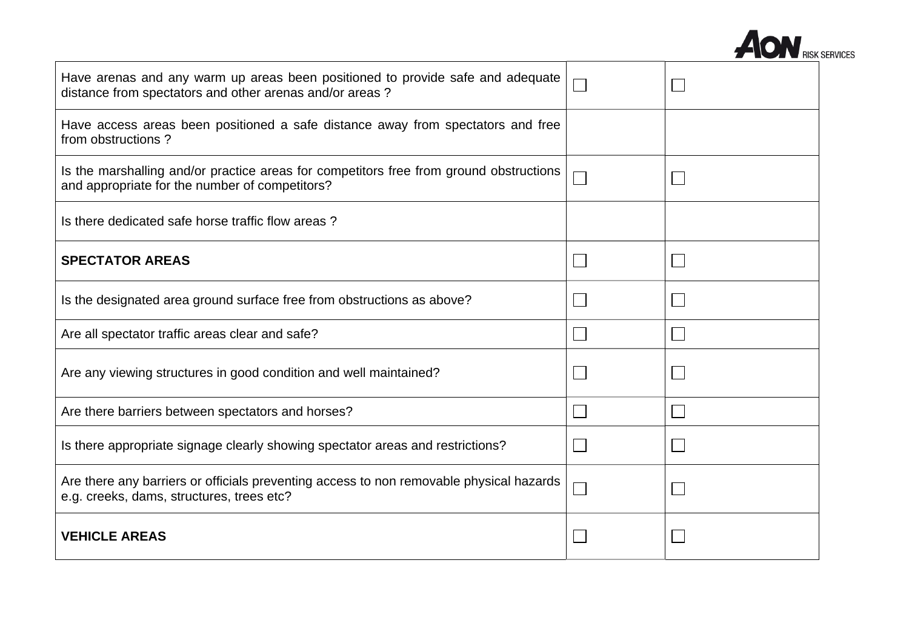| | | |
|---|---|---|
| Have arenas and any warm up areas been positioned to provide safe and adequate distance from spectators and other arenas and/or areas ? | ☐ | ☐ |
| Have access areas been positioned a safe distance away from spectators and free from obstructions ? | | |
| Is the marshalling and/or practice areas for competitors free from ground obstructions and appropriate for the number of competitors? | ☐ | ☐ |
| Is there dedicated safe horse traffic flow areas ? | | |
| **SPECTATOR AREAS** | ☐ | ☐ |
| Is the designated area ground surface free from obstructions as above? | ☐ | ☐ |
| Are all spectator traffic areas clear and safe? | ☐ | ☐ |
| Are any viewing structures in good condition and well maintained? | ☐ | ☐ |
| Are there barriers between spectators and horses? | ☐ | ☐ |
| Is there appropriate signage clearly showing spectator areas and restrictions? | ☐ | ☐ |
| Are there any barriers or officials preventing access to non removable physical hazards e.g. creeks, dams, structures, trees etc? | ☐ | ☐ |
| **VEHICLE AREAS** | ☐ | ☐ |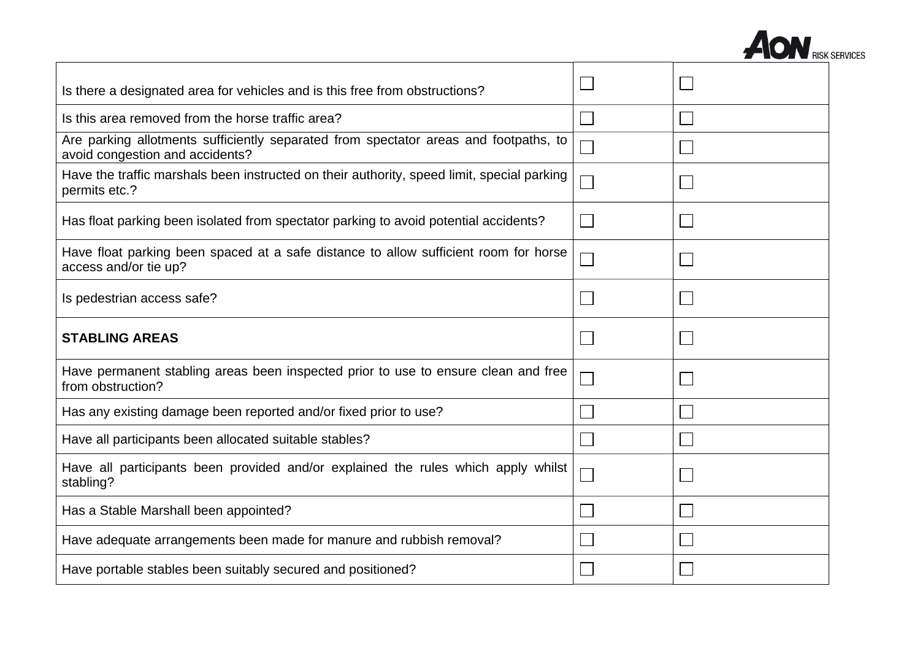| | | |
|---|---|---|
| Is there a designated area for vehicles and is this free from obstructions? | ☐ | ☐ |
| Is this area removed from the horse traffic area? | ☐ | ☐ |
| Are parking allotments sufficiently separated from spectator areas and footpaths, to avoid congestion and accidents? | ☐ | ☐ |
| Have the traffic marshals been instructed on their authority, speed limit, special parking permits etc.? | ☐ | ☐ |
| Has float parking been isolated from spectator parking to avoid potential accidents? | ☐ | ☐ |
| Have float parking been spaced at a safe distance to allow sufficient room for horse access and/or tie up? | ☐ | ☐ |
| Is pedestrian access safe? | ☐ | ☐ |
| **STABLING AREAS** | ☐ | ☐ |
| Have permanent stabling areas been inspected prior to use to ensure clean and free from obstruction? | ☐ | ☐ |
| Has any existing damage been reported and/or fixed prior to use? | ☐ | ☐ |
| Have all participants been allocated suitable stables? | ☐ | ☐ |
| Have all participants been provided and/or explained the rules which apply whilst stabling? | ☐ | ☐ |
| Has a Stable Marshall been appointed? | ☐ | ☐ |
| Have adequate arrangements been made for manure and rubbish removal? | ☐ | ☐ |
| Have portable stables been suitably secured and positioned? | ☐ | ☐ |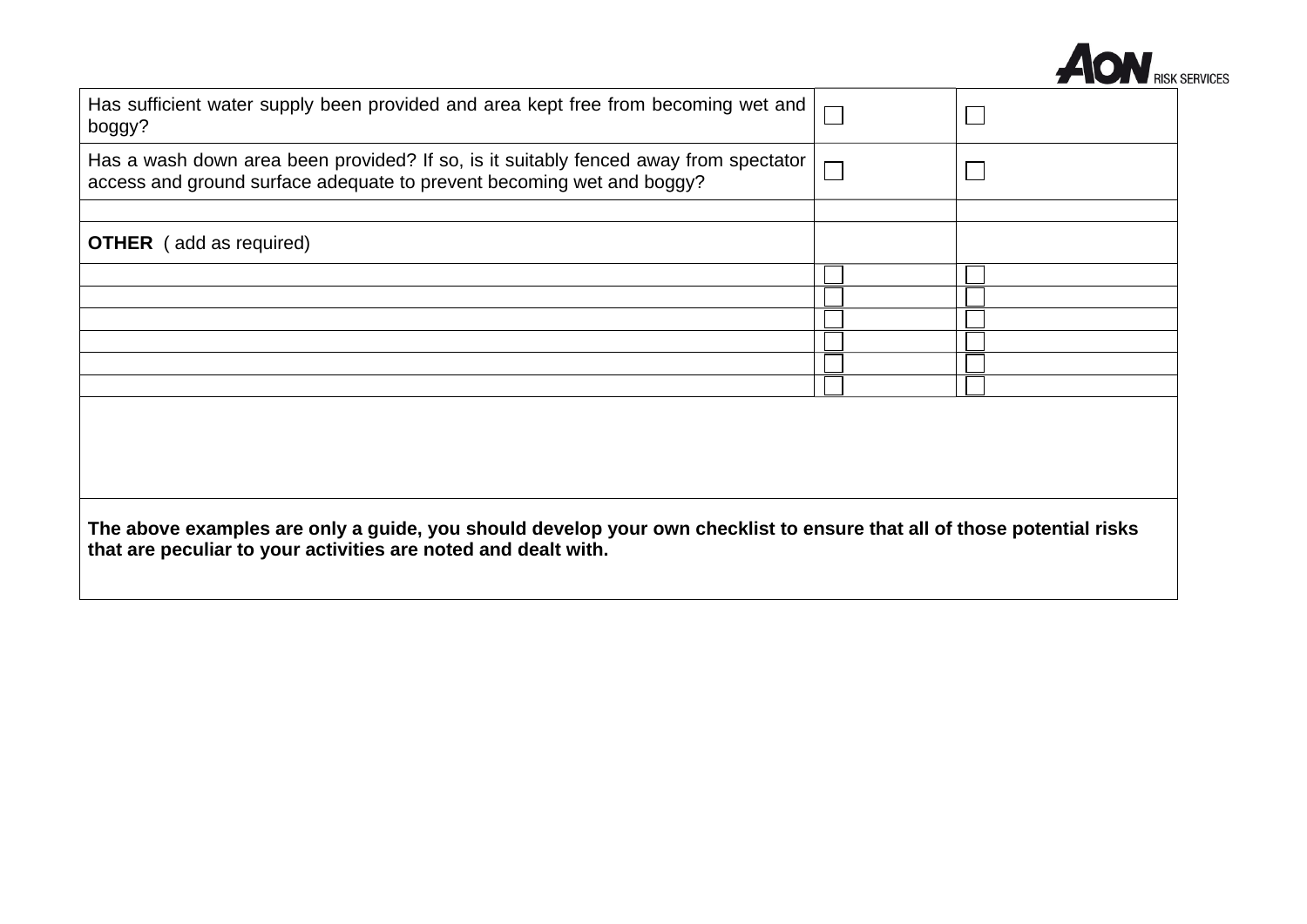| | | |
|---|---|---|
| Has sufficient water supply been provided and area kept free from becoming wet and boggy? | ☐ | ☐ |
| Has a wash down area been provided? If so, is it suitably fenced away from spectator access and ground surface adequate to prevent becoming wet and boggy? | ☐ | ☐ |
| | | |
| **OTHER** ( add as required) | | |
| | ☐ | ☐ |
| | ☐ | ☐ |
| | ☐ | ☐ |
| | ☐ | ☐ |
| | ☐ | ☐ |
| | ☐ | ☐ |
| | | |
| **The above examples are only a guide, you should develop your own checklist to ensure that all of those potential risks that are peculiar to your activities are noted and dealt with.** | | |